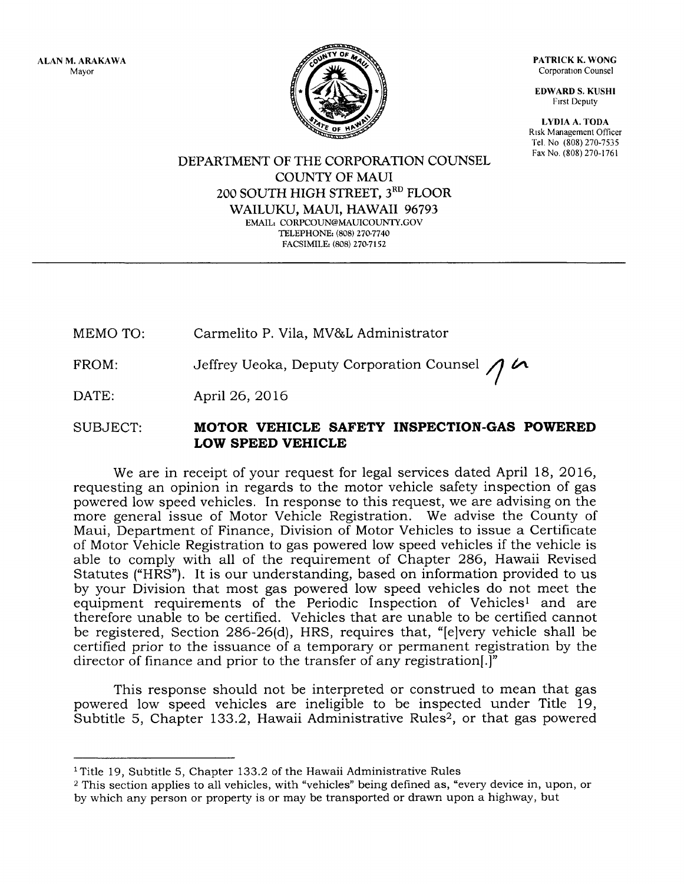ALAN M. ARAKAWA
Mayor

PATRICK K. WONG
Corporation Counsel

EDWARD S. KUSHI
First Deputy

LYDIA A. TODA
Risk Management Officer
Tel. No. (808) 270-7535
Fax No. (808) 270-1761

DEPARTMENT OF THE CORPORATION COUNSEL
COUNTY OF MAUI
200 SOUTH HIGH STREET, 3RD FLOOR
WAILUKU, MAUI, HAWAII 96793
EMAIL: CORPCOUN@MAUICOUNTY.GOV
TELEPHONE: (808) 270-7740
FACSIMILE: (808) 270-7152

---

MEMO TO: Carmelito P. Vila, MV&L Administrator

FROM: Jeffrey Ueoka, Deputy Corporation Counsel

DATE: April 26, 2016

SUBJECT: **MOTOR VEHICLE SAFETY INSPECTION-GAS POWERED LOW SPEED VEHICLE**

We are in receipt of your request for legal services dated April 18, 2016, requesting an opinion in regards to the motor vehicle safety inspection of gas powered low speed vehicles. In response to this request, we are advising on the more general issue of Motor Vehicle Registration. We advise the County of Maui, Department of Finance, Division of Motor Vehicles to issue a Certificate of Motor Vehicle Registration to gas powered low speed vehicles if the vehicle is able to comply with all of the requirement of Chapter 286, Hawaii Revised Statutes ("HRS"). It is our understanding, based on information provided to us by your Division that most gas powered low speed vehicles do not meet the equipment requirements of the Periodic Inspection of Vehicles[1] and are therefore unable to be certified. Vehicles that are unable to be certified cannot be registered, Section 286-26(d), HRS, requires that, "[e]very vehicle shall be certified prior to the issuance of a temporary or permanent registration by the director of finance and prior to the transfer of any registration[.]"

This response should not be interpreted or construed to mean that gas powered low speed vehicles are ineligible to be inspected under Title 19, Subtitle 5, Chapter 133.2, Hawaii Administrative Rules[2], or that gas powered

---

[1] Title 19, Subtitle 5, Chapter 133.2 of the Hawaii Administrative Rules

[2] This section applies to all vehicles, with "vehicles" being defined as, "every device in, upon, or by which any person or property is or may be transported or drawn upon a highway, but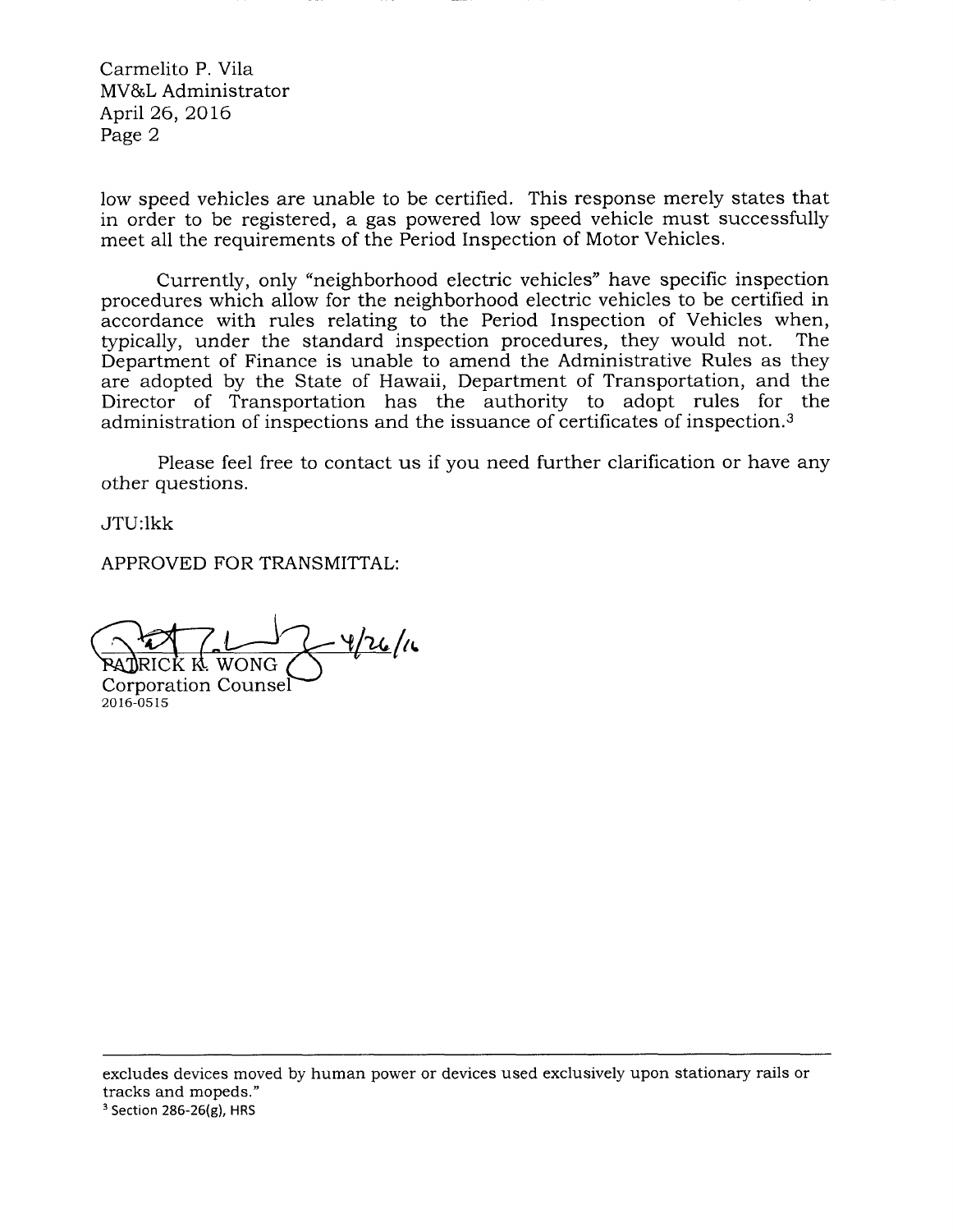low speed vehicles are unable to be certified. This response merely states that in order to be registered, a gas powered low speed vehicle must successfully meet all the requirements of the Period Inspection of Motor Vehicles.

Currently, only "neighborhood electric vehicles" have specific inspection procedures which allow for the neighborhood electric vehicles to be certified in accordance with rules relating to the Period Inspection of Vehicles when, typically, under the standard inspection procedures, they would not. The Department of Finance is unable to amend the Administrative Rules as they are adopted by the State of Hawaii, Department of Transportation, and the Director of Transportation has the authority to adopt rules for the administration of inspections and the issuance of certificates of inspection.[3]

Please feel free to contact us if you need further clarification or have any other questions.

JTU:lkk

APPROVED FOR TRANSMITTAL:

4/26/16

PATRICK K. WONG
Corporation Counsel
2016-0515

---

excludes devices moved by human power or devices used exclusively upon stationary rails or tracks and mopeds."

[3] Section 286-26(g), HRS